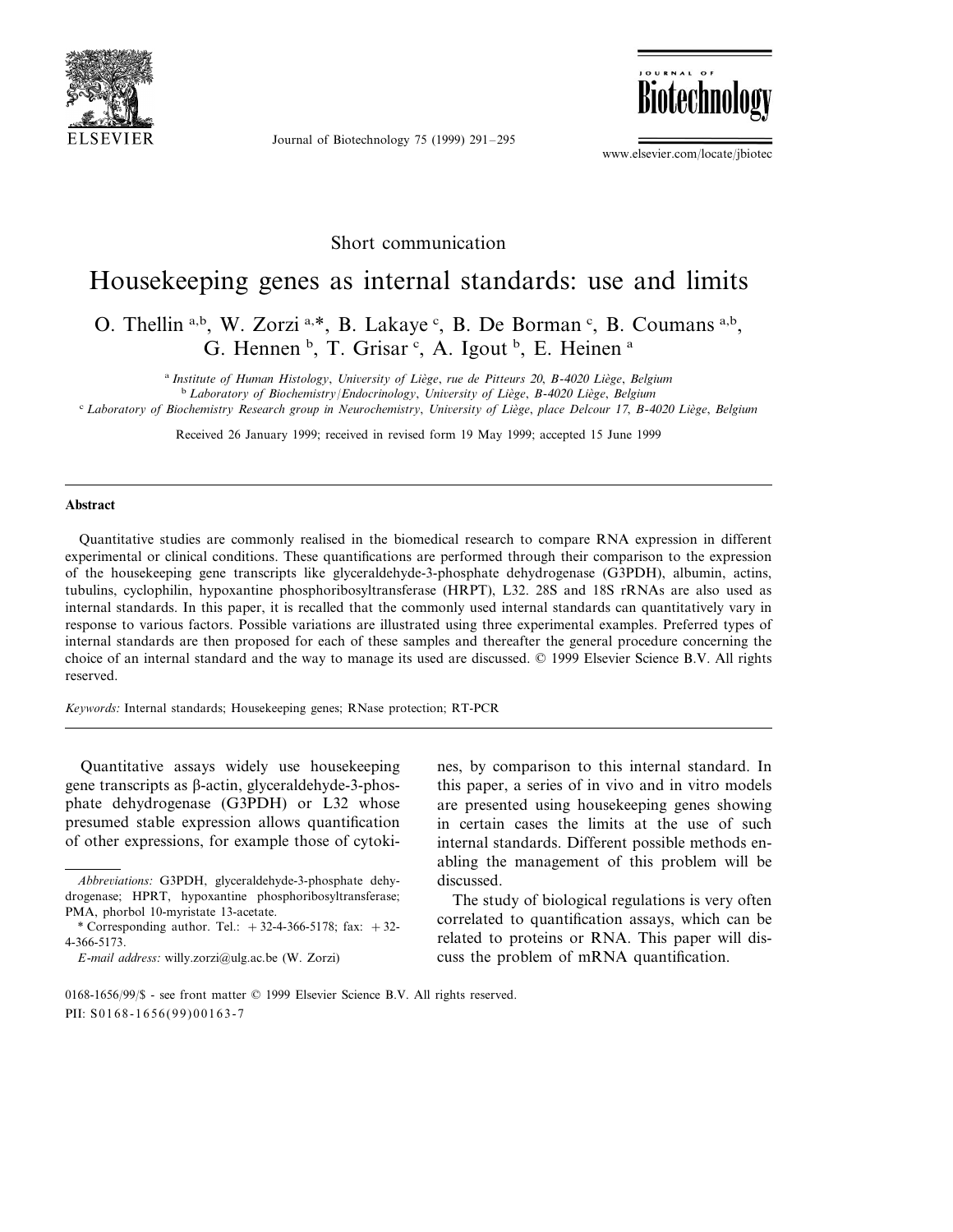Short communication

# Housekeeping genes as internal standards: use and limits

O. Thellin [a,b], W. Zorzi [a,*], B. Lakaye [c], B. De Borman [c], B. Coumans [a,b], G. Hennen [b], T. Grisar [c], A. Igout [b], E. Heinen [a]

[a] *Institute of Human Histology, University of Liège, rue de Pitteurs 20, B-4020 Liège, Belgium*
[b] *Laboratory of Biochemistry/Endocrinology, University of Liège, B-4020 Liège, Belgium*
[c] *Laboratory of Biochemistry Research group in Neurochemistry, University of Liège, place Delcour 17, B-4020 Liège, Belgium*

Received 26 January 1999; received in revised form 19 May 1999; accepted 15 June 1999

## Abstract

Quantitative studies are commonly realised in the biomedical research to compare RNA expression in different experimental or clinical conditions. These quantifications are performed through their comparison to the expression of the housekeeping gene transcripts like glyceraldehyde-3-phosphate dehydrogenase (G3PDH), albumin, actins, tubulins, cyclophilin, hypoxantine phosphoribosyltransferase (HRPT), L32. 28S and 18S rRNAs are also used as internal standards. In this paper, it is recalled that the commonly used internal standards can quantitatively vary in response to various factors. Possible variations are illustrated using three experimental examples. Preferred types of internal standards are then proposed for each of these samples and thereafter the general procedure concerning the choice of an internal standard and the way to manage its used are discussed. © 1999 Elsevier Science B.V. All rights reserved.

*Keywords:* Internal standards; Housekeeping genes; RNase protection; RT-PCR

Quantitative assays widely use housekeeping gene transcripts as β-actin, glyceraldehyde-3-phosphate dehydrogenase (G3PDH) or L32 whose presumed stable expression allows quantification of other expressions, for example those of cytokines, by comparison to this internal standard. In this paper, a series of in vivo and in vitro models are presented using housekeeping genes showing in certain cases the limits at the use of such internal standards. Different possible methods enabling the management of this problem will be discussed.

The study of biological regulations is very often correlated to quantification assays, which can be related to proteins or RNA. This paper will discuss the problem of mRNA quantification.

---

*Abbreviations:* G3PDH, glyceraldehyde-3-phosphate dehydrogenase; HPRT, hypoxantine phosphoribosyltransferase; PMA, phorbol 10-myristate 13-acetate.

\* Corresponding author. Tel.: +32-4-366-5178; fax: +32-4-366-5173.

*E-mail address:* willy.zorzi@ulg.ac.be (W. Zorzi)

0168-1656/99/$ - see front matter © 1999 Elsevier Science B.V. All rights reserved.
PII: S0168-1656(99)00163-7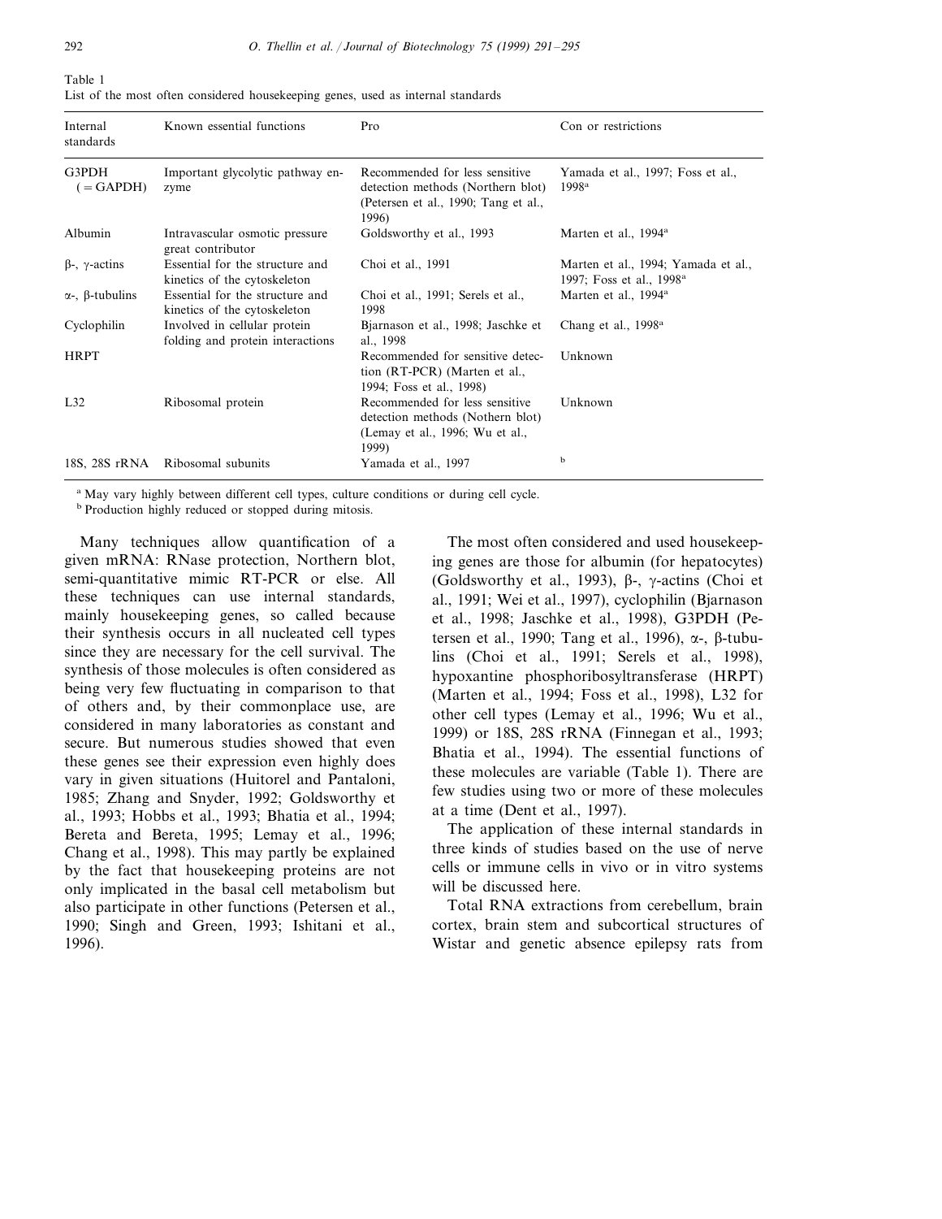Table 1
List of the most often considered housekeeping genes, used as internal standards

| Internal standards | Known essential functions | Pro | Con or restrictions |
|---|---|---|---|
| G3PDH (= GAPDH) | Important glycolytic pathway enzyme | Recommended for less sensitive detection methods (Northern blot) (Petersen et al., 1990; Tang et al., 1996) | Yamada et al., 1997; Foss et al., 1998[a] |
| Albumin | Intravascular osmotic pressure great contributor | Goldsworthy et al., 1993 | Marten et al., 1994[a] |
| β-, γ-actins | Essential for the structure and kinetics of the cytoskeleton | Choi et al., 1991 | Marten et al., 1994; Yamada et al., 1997; Foss et al., 1998[a] |
| α-, β-tubulins | Essential for the structure and kinetics of the cytoskeleton | Choi et al., 1991; Serels et al., 1998 | Marten et al., 1994[a] |
| Cyclophilin | Involved in cellular protein folding and protein interactions | Bjarnason et al., 1998; Jaschke et al., 1998 | Chang et al., 1998[a] |
| HRPT | | Recommended for sensitive detection (RT-PCR) (Marten et al., 1994; Foss et al., 1998) | Unknown |
| L32 | Ribosomal protein | Recommended for less sensitive detection methods (Nothern blot) (Lemay et al., 1996; Wu et al., 1999) | Unknown |
| 18S, 28S rRNA | Ribosomal subunits | Yamada et al., 1997 | [b] |

[a] May vary highly between different cell types, culture conditions or during cell cycle.
[b] Production highly reduced or stopped during mitosis.

Many techniques allow quantification of a given mRNA: RNase protection, Northern blot, semi-quantitative mimic RT-PCR or else. All these techniques can use internal standards, mainly housekeeping genes, so called because their synthesis occurs in all nucleated cell types since they are necessary for the cell survival. The synthesis of those molecules is often considered as being very few fluctuating in comparison to that of others and, by their commonplace use, are considered in many laboratories as constant and secure. But numerous studies showed that even these genes see their expression even highly does vary in given situations (Huitorel and Pantaloni, 1985; Zhang and Snyder, 1992; Goldsworthy et al., 1993; Hobbs et al., 1993; Bhatia et al., 1994; Bereta and Bereta, 1995; Lemay et al., 1996; Chang et al., 1998). This may partly be explained by the fact that housekeeping proteins are not only implicated in the basal cell metabolism but also participate in other functions (Petersen et al., 1990; Singh and Green, 1993; Ishitani et al., 1996).

The most often considered and used housekeeping genes are those for albumin (for hepatocytes) (Goldsworthy et al., 1993), β-, γ-actins (Choi et al., 1991; Wei et al., 1997), cyclophilin (Bjarnason et al., 1998; Jaschke et al., 1998), G3PDH (Petersen et al., 1990; Tang et al., 1996), α-, β-tubulins (Choi et al., 1991; Serels et al., 1998), hypoxantine phosphoribosyltransferase (HRPT) (Marten et al., 1994; Foss et al., 1998), L32 for other cell types (Lemay et al., 1996; Wu et al., 1999) or 18S, 28S rRNA (Finnegan et al., 1993; Bhatia et al., 1994). The essential functions of these molecules are variable (Table 1). There are few studies using two or more of these molecules at a time (Dent et al., 1997).

The application of these internal standards in three kinds of studies based on the use of nerve cells or immune cells in vivo or in vitro systems will be discussed here.

Total RNA extractions from cerebellum, brain cortex, brain stem and subcortical structures of Wistar and genetic absence epilepsy rats from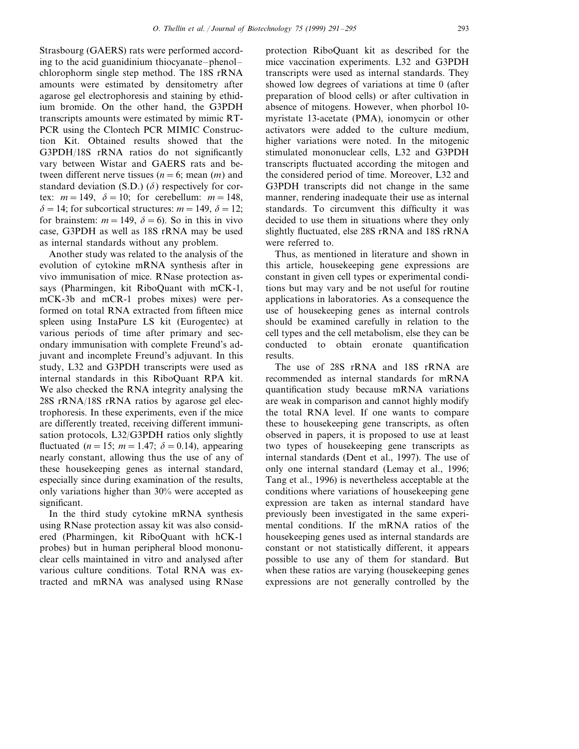Strasbourg (GAERS) rats were performed according to the acid guanidinium thiocyanate–phenol–chlorophorm single step method. The 18S rRNA amounts were estimated by densitometry after agarose gel electrophoresis and staining by ethidium bromide. On the other hand, the G3PDH transcripts amounts were estimated by mimic RT-PCR using the Clontech PCR MIMIC Construction Kit. Obtained results showed that the G3PDH/18S rRNA ratios do not significantly vary between Wistar and GAERS rats and between different nerve tissues ($n = 6$; mean ($m$) and standard deviation (S.D.) ($\delta$) respectively for cortex: $m = 149$, $\delta = 10$; for cerebellum: $m = 148$, $\delta = 14$; for subcortical structures: $m = 149$, $\delta = 12$; for brainstem: $m = 149$, $\delta = 6$). So in this in vivo case, G3PDH as well as 18S rRNA may be used as internal standards without any problem.

Another study was related to the analysis of the evolution of cytokine mRNA synthesis after in vivo immunisation of mice. RNase protection assays (Pharmingen, kit RiboQuant with mCK-1, mCK-3b and mCR-1 probes mixes) were performed on total RNA extracted from fifteen mice spleen using InstaPure LS kit (Eurogentec) at various periods of time after primary and secondary immunisation with complete Freund's adjuvant and incomplete Freund's adjuvant. In this study, L32 and G3PDH transcripts were used as internal standards in this RiboQuant RPA kit. We also checked the RNA integrity analysing the 28S rRNA/18S rRNA ratios by agarose gel electrophoresis. In these experiments, even if the mice are differently treated, receiving different immunisation protocols, L32/G3PDH ratios only slightly fluctuated ($n = 15$; $m = 1.47$; $\delta = 0.14$), appearing nearly constant, allowing thus the use of any of these housekeeping genes as internal standard, especially since during examination of the results, only variations higher than 30% were accepted as significant.

In the third study cytokine mRNA synthesis using RNase protection assay kit was also considered (Pharmingen, kit RiboQuant with hCK-1 probes) but in human peripheral blood mononuclear cells maintained in vitro and analysed after various culture conditions. Total RNA was extracted and mRNA was analysed using RNase protection RiboQuant kit as described for the mice vaccination experiments. L32 and G3PDH transcripts were used as internal standards. They showed low degrees of variations at time 0 (after preparation of blood cells) or after cultivation in absence of mitogens. However, when phorbol 10-myristate 13-acetate (PMA), ionomycin or other activators were added to the culture medium, higher variations were noted. In the mitogenic stimulated mononuclear cells, L32 and G3PDH transcripts fluctuated according the mitogen and the considered period of time. Moreover, L32 and G3PDH transcripts did not change in the same manner, rendering inadequate their use as internal standards. To circumvent this difficulty it was decided to use them in situations where they only slightly fluctuated, else 28S rRNA and 18S rRNA were referred to.

Thus, as mentioned in literature and shown in this article, housekeeping gene expressions are constant in given cell types or experimental conditions but may vary and be not useful for routine applications in laboratories. As a consequence the use of housekeeping genes as internal controls should be examined carefully in relation to the cell types and the cell metabolism, else they can be conducted to obtain eronate quantification results.

The use of 28S rRNA and 18S rRNA are recommended as internal standards for mRNA quantification study because mRNA variations are weak in comparison and cannot highly modify the total RNA level. If one wants to compare these to housekeeping gene transcripts, as often observed in papers, it is proposed to use at least two types of housekeeping gene transcripts as internal standards (Dent et al., 1997). The use of only one internal standard (Lemay et al., 1996; Tang et al., 1996) is nevertheless acceptable at the conditions where variations of housekeeping gene expression are taken as internal standard have previously been investigated in the same experimental conditions. If the mRNA ratios of the housekeeping genes used as internal standards are constant or not statistically different, it appears possible to use any of them for standard. But when these ratios are varying (housekeeping genes expressions are not generally controlled by the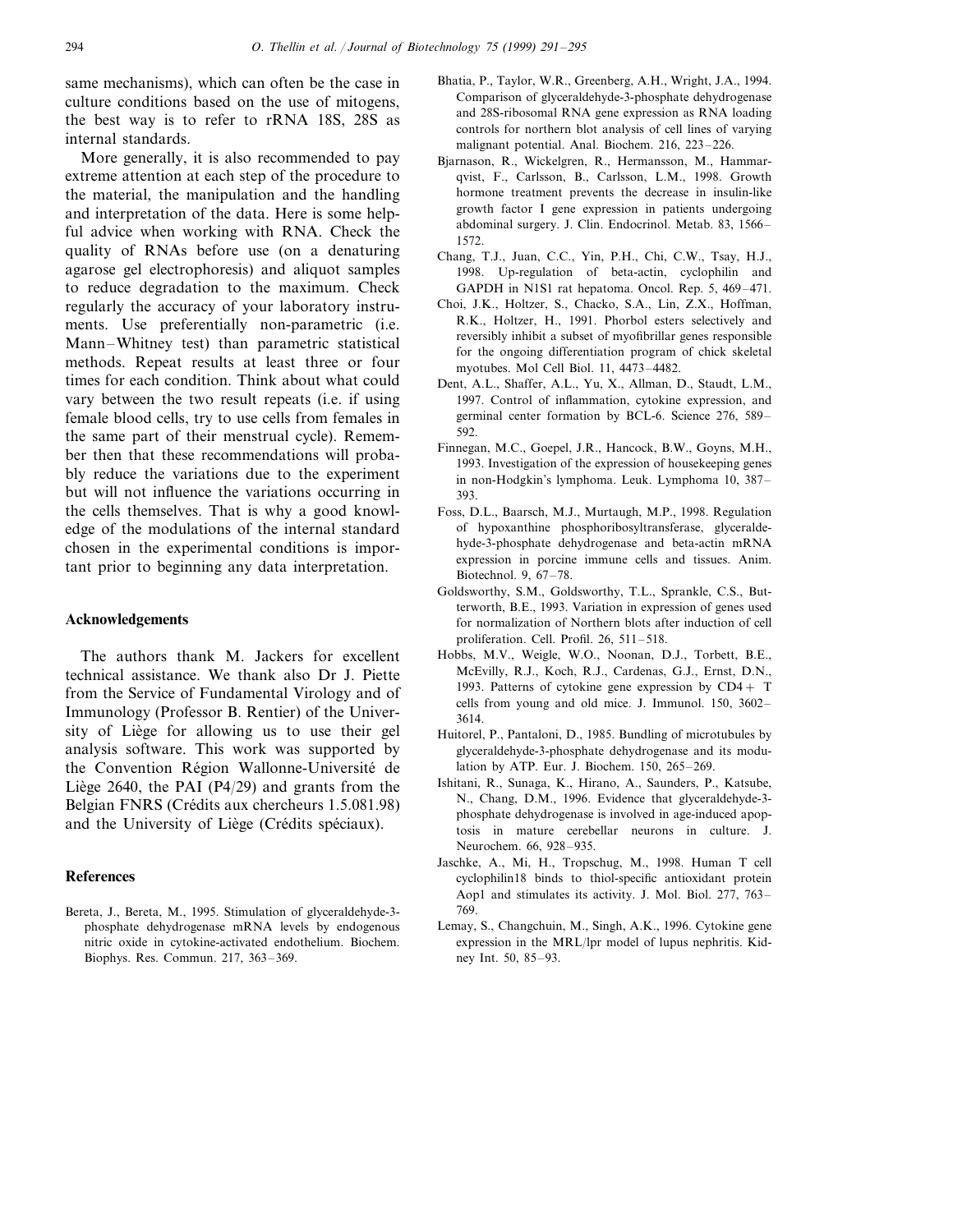same mechanisms), which can often be the case in culture conditions based on the use of mitogens, the best way is to refer to rRNA 18S, 28S as internal standards.

More generally, it is also recommended to pay extreme attention at each step of the procedure to the material, the manipulation and the handling and interpretation of the data. Here is some helpful advice when working with RNA. Check the quality of RNAs before use (on a denaturing agarose gel electrophoresis) and aliquot samples to reduce degradation to the maximum. Check regularly the accuracy of your laboratory instruments. Use preferentially non-parametric (i.e. Mann–Whitney test) than parametric statistical methods. Repeat results at least three or four times for each condition. Think about what could vary between the two result repeats (i.e. if using female blood cells, try to use cells from females in the same part of their menstrual cycle). Remember then that these recommendations will probably reduce the variations due to the experiment but will not influence the variations occurring in the cells themselves. That is why a good knowledge of the modulations of the internal standard chosen in the experimental conditions is important prior to beginning any data interpretation.

## Acknowledgements

The authors thank M. Jackers for excellent technical assistance. We thank also Dr J. Piette from the Service of Fundamental Virology and of Immunology (Professor B. Rentier) of the University of Liège for allowing us to use their gel analysis software. This work was supported by the Convention Région Wallonne-Université de Liège 2640, the PAI (P4/29) and grants from the Belgian FNRS (Crédits aux chercheurs 1.5.081.98) and the University of Liège (Crédits spéciaux).

## References

Bereta, J., Bereta, M., 1995. Stimulation of glyceraldehyde-3-phosphate dehydrogenase mRNA levels by endogenous nitric oxide in cytokine-activated endothelium. Biochem. Biophys. Res. Commun. 217, 363–369.

Bhatia, P., Taylor, W.R., Greenberg, A.H., Wright, J.A., 1994. Comparison of glyceraldehyde-3-phosphate dehydrogenase and 28S-ribosomal RNA gene expression as RNA loading controls for northern blot analysis of cell lines of varying malignant potential. Anal. Biochem. 216, 223–226.

Bjarnason, R., Wickelgren, R., Hermansson, M., Hammarqvist, F., Carlsson, B., Carlsson, L.M., 1998. Growth hormone treatment prevents the decrease in insulin-like growth factor I gene expression in patients undergoing abdominal surgery. J. Clin. Endocrinol. Metab. 83, 1566–1572.

Chang, T.J., Juan, C.C., Yin, P.H., Chi, C.W., Tsay, H.J., 1998. Up-regulation of beta-actin, cyclophilin and GAPDH in N1S1 rat hepatoma. Oncol. Rep. 5, 469–471.

Choi, J.K., Holtzer, S., Chacko, S.A., Lin, Z.X., Hoffman, R.K., Holtzer, H., 1991. Phorbol esters selectively and reversibly inhibit a subset of myofibrillar genes responsible for the ongoing differentiation program of chick skeletal myotubes. Mol Cell Biol. 11, 4473–4482.

Dent, A.L., Shaffer, A.L., Yu, X., Allman, D., Staudt, L.M., 1997. Control of inflammation, cytokine expression, and germinal center formation by BCL-6. Science 276, 589–592.

Finnegan, M.C., Goepel, J.R., Hancock, B.W., Goyns, M.H., 1993. Investigation of the expression of housekeeping genes in non-Hodgkin's lymphoma. Leuk. Lymphoma 10, 387–393.

Foss, D.L., Baarsch, M.J., Murtaugh, M.P., 1998. Regulation of hypoxanthine phosphoribosyltransferase, glyceraldehyde-3-phosphate dehydrogenase and beta-actin mRNA expression in porcine immune cells and tissues. Anim. Biotechnol. 9, 67–78.

Goldsworthy, S.M., Goldsworthy, T.L., Sprankle, C.S., Butterworth, B.E., 1993. Variation in expression of genes used for normalization of Northern blots after induction of cell proliferation. Cell. Profil. 26, 511–518.

Hobbs, M.V., Weigle, W.O., Noonan, D.J., Torbett, B.E., McEvilly, R.J., Koch, R.J., Cardenas, G.J., Ernst, D.N., 1993. Patterns of cytokine gene expression by CD4+ T cells from young and old mice. J. Immunol. 150, 3602–3614.

Huitorel, P., Pantaloni, D., 1985. Bundling of microtubules by glyceraldehyde-3-phosphate dehydrogenase and its modulation by ATP. Eur. J. Biochem. 150, 265–269.

Ishitani, R., Sunaga, K., Hirano, A., Saunders, P., Katsube, N., Chang, D.M., 1996. Evidence that glyceraldehyde-3-phosphate dehydrogenase is involved in age-induced apoptosis in mature cerebellar neurons in culture. J. Neurochem. 66, 928–935.

Jaschke, A., Mi, H., Tropschug, M., 1998. Human T cell cyclophilin18 binds to thiol-specific antioxidant protein Aop1 and stimulates its activity. J. Mol. Biol. 277, 763–769.

Lemay, S., Changchuin, M., Singh, A.K., 1996. Cytokine gene expression in the MRL/lpr model of lupus nephritis. Kidney Int. 50, 85–93.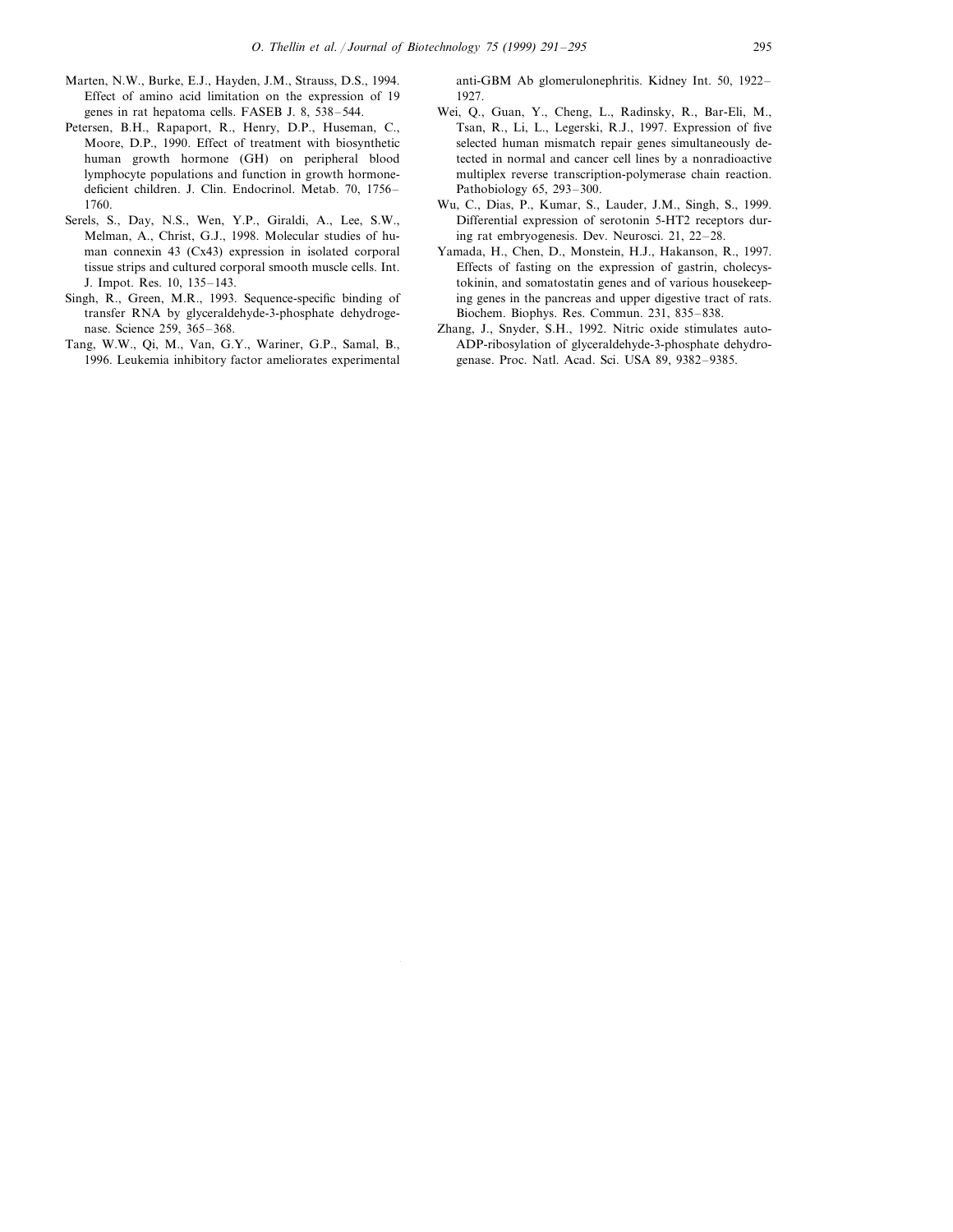Marten, N.W., Burke, E.J., Hayden, J.M., Strauss, D.S., 1994. Effect of amino acid limitation on the expression of 19 genes in rat hepatoma cells. FASEB J. 8, 538–544.

Petersen, B.H., Rapaport, R., Henry, D.P., Huseman, C., Moore, D.P., 1990. Effect of treatment with biosynthetic human growth hormone (GH) on peripheral blood lymphocyte populations and function in growth hormone-deficient children. J. Clin. Endocrinol. Metab. 70, 1756–1760.

Serels, S., Day, N.S., Wen, Y.P., Giraldi, A., Lee, S.W., Melman, A., Christ, G.J., 1998. Molecular studies of human connexin 43 (Cx43) expression in isolated corporal tissue strips and cultured corporal smooth muscle cells. Int. J. Impot. Res. 10, 135–143.

Singh, R., Green, M.R., 1993. Sequence-specific binding of transfer RNA by glyceraldehyde-3-phosphate dehydrogenase. Science 259, 365–368.

Tang, W.W., Qi, M., Van, G.Y., Wariner, G.P., Samal, B., 1996. Leukemia inhibitory factor ameliorates experimental anti-GBM Ab glomerulonephritis. Kidney Int. 50, 1922–1927.

Wei, Q., Guan, Y., Cheng, L., Radinsky, R., Bar-Eli, M., Tsan, R., Li, L., Legerski, R.J., 1997. Expression of five selected human mismatch repair genes simultaneously detected in normal and cancer cell lines by a nonradioactive multiplex reverse transcription-polymerase chain reaction. Pathobiology 65, 293–300.

Wu, C., Dias, P., Kumar, S., Lauder, J.M., Singh, S., 1999. Differential expression of serotonin 5-HT2 receptors during rat embryogenesis. Dev. Neurosci. 21, 22–28.

Yamada, H., Chen, D., Monstein, H.J., Hakanson, R., 1997. Effects of fasting on the expression of gastrin, cholecystokinin, and somatostatin genes and of various housekeeping genes in the pancreas and upper digestive tract of rats. Biochem. Biophys. Res. Commun. 231, 835–838.

Zhang, J., Snyder, S.H., 1992. Nitric oxide stimulates auto-ADP-ribosylation of glyceraldehyde-3-phosphate dehydrogenase. Proc. Natl. Acad. Sci. USA 89, 9382–9385.